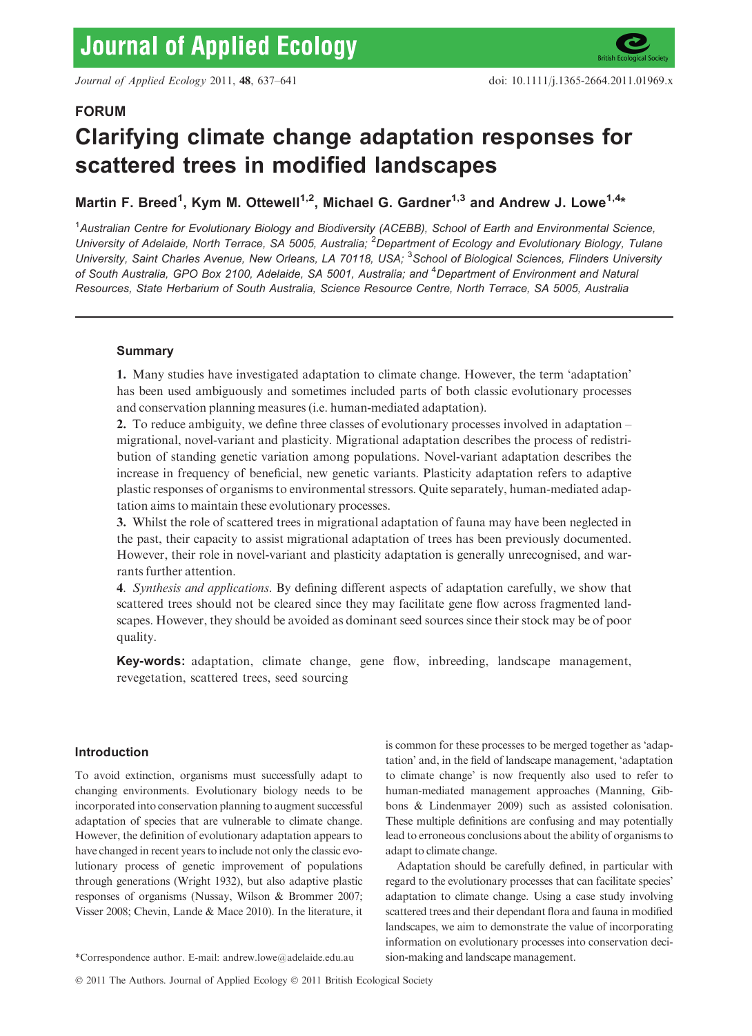**FORUM**

# Clarifying climate change adaptation responses for scattered trees in modified landscapes

**Martin F. Breed[1], Kym M. Ottewell[1,2], Michael G. Gardner[1,3] and Andrew J. Lowe[1,4]***

[1]*Australian Centre for Evolutionary Biology and Biodiversity (ACEBB), School of Earth and Environmental Science, University of Adelaide, North Terrace, SA 5005, Australia;* [2]*Department of Ecology and Evolutionary Biology, Tulane University, Saint Charles Avenue, New Orleans, LA 70118, USA;* [3]*School of Biological Sciences, Flinders University of South Australia, GPO Box 2100, Adelaide, SA 5001, Australia; and* [4]*Department of Environment and Natural Resources, State Herbarium of South Australia, Science Resource Centre, North Terrace, SA 5005, Australia*

## Summary

**1.** Many studies have investigated adaptation to climate change. However, the term 'adaptation' has been used ambiguously and sometimes included parts of both classic evolutionary processes and conservation planning measures (i.e. human-mediated adaptation).

**2.** To reduce ambiguity, we define three classes of evolutionary processes involved in adaptation – migrational, novel-variant and plasticity. Migrational adaptation describes the process of redistribution of standing genetic variation among populations. Novel-variant adaptation describes the increase in frequency of beneficial, new genetic variants. Plasticity adaptation refers to adaptive plastic responses of organisms to environmental stressors. Quite separately, human-mediated adaptation aims to maintain these evolutionary processes.

**3.** Whilst the role of scattered trees in migrational adaptation of fauna may have been neglected in the past, their capacity to assist migrational adaptation of trees has been previously documented. However, their role in novel-variant and plasticity adaptation is generally unrecognised, and warrants further attention.

**4**. *Synthesis and applications*. By defining different aspects of adaptation carefully, we show that scattered trees should not be cleared since they may facilitate gene flow across fragmented landscapes. However, they should be avoided as dominant seed sources since their stock may be of poor quality.

**Key-words:** adaptation, climate change, gene flow, inbreeding, landscape management, revegetation, scattered trees, seed sourcing

## Introduction

To avoid extinction, organisms must successfully adapt to changing environments. Evolutionary biology needs to be incorporated into conservation planning to augment successful adaptation of species that are vulnerable to climate change. However, the definition of evolutionary adaptation appears to have changed in recent years to include not only the classic evolutionary process of genetic improvement of populations through generations (Wright 1932), but also adaptive plastic responses of organisms (Nussay, Wilson & Brommer 2007; Visser 2008; Chevin, Lande & Mace 2010). In the literature, it is common for these processes to be merged together as 'adaptation' and, in the field of landscape management, 'adaptation to climate change' is now frequently also used to refer to human-mediated management approaches (Manning, Gibbons & Lindenmayer 2009) such as assisted colonisation. These multiple definitions are confusing and may potentially lead to erroneous conclusions about the ability of organisms to adapt to climate change.

Adaptation should be carefully defined, in particular with regard to the evolutionary processes that can facilitate species' adaptation to climate change. Using a case study involving scattered trees and their dependant flora and fauna in modified landscapes, we aim to demonstrate the value of incorporating information on evolutionary processes into conservation decision-making and landscape management.

*Correspondence author. E-mail: andrew.lowe@adelaide.edu.au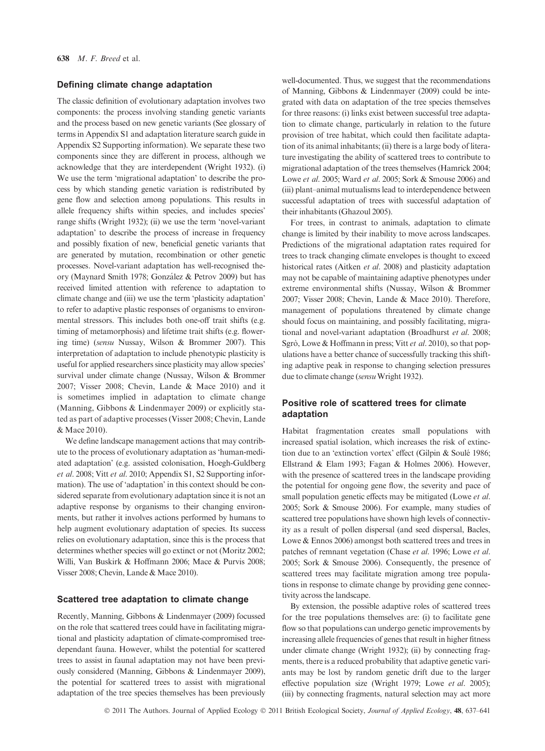## Defining climate change adaptation

The classic definition of evolutionary adaptation involves two components: the process involving standing genetic variants and the process based on new genetic variants (See glossary of terms in Appendix S1 and adaptation literature search guide in Appendix S2 Supporting information). We separate these two components since they are different in process, although we acknowledge that they are interdependent (Wright 1932). (i) We use the term 'migrational adaptation' to describe the process by which standing genetic variation is redistributed by gene flow and selection among populations. This results in allele frequency shifts within species, and includes species' range shifts (Wright 1932); (ii) we use the term 'novel-variant adaptation' to describe the process of increase in frequency and possibly fixation of new, beneficial genetic variants that are generated by mutation, recombination or other genetic processes. Novel-variant adaptation has well-recognised theory (Maynard Smith 1978; González & Petrov 2009) but has received limited attention with reference to adaptation to climate change and (iii) we use the term 'plasticity adaptation' to refer to adaptive plastic responses of organisms to environmental stressors. This includes both one-off trait shifts (e.g. timing of metamorphosis) and lifetime trait shifts (e.g. flowering time) (*sensu* Nussay, Wilson & Brommer 2007). This interpretation of adaptation to include phenotypic plasticity is useful for applied researchers since plasticity may allow species' survival under climate change (Nussay, Wilson & Brommer 2007; Visser 2008; Chevin, Lande & Mace 2010) and it is sometimes implied in adaptation to climate change (Manning, Gibbons & Lindenmayer 2009) or explicitly stated as part of adaptive processes (Visser 2008; Chevin, Lande & Mace 2010).

We define landscape management actions that may contribute to the process of evolutionary adaptation as 'human-mediated adaptation' (e.g. assisted colonisation, Hoegh-Guldberg *et al*. 2008; Vitt *et al*. 2010; Appendix S1, S2 Supporting information). The use of 'adaptation' in this context should be considered separate from evolutionary adaptation since it is not an adaptive response by organisms to their changing environments, but rather it involves actions performed by humans to help augment evolutionary adaptation of species. Its success relies on evolutionary adaptation, since this is the process that determines whether species will go extinct or not (Moritz 2002; Willi, Van Buskirk & Hoffmann 2006; Mace & Purvis 2008; Visser 2008; Chevin, Lande & Mace 2010).

## Scattered tree adaptation to climate change

Recently, Manning, Gibbons & Lindenmayer (2009) focussed on the role that scattered trees could have in facilitating migrational and plasticity adaptation of climate-compromised tree-dependant fauna. However, whilst the potential for scattered trees to assist in faunal adaptation may not have been previously considered (Manning, Gibbons & Lindenmayer 2009), the potential for scattered trees to assist with migrational adaptation of the tree species themselves has been previously well-documented. Thus, we suggest that the recommendations of Manning, Gibbons & Lindenmayer (2009) could be integrated with data on adaptation of the tree species themselves for three reasons: (i) links exist between successful tree adaptation to climate change, particularly in relation to the future provision of tree habitat, which could then facilitate adaptation of its animal inhabitants; (ii) there is a large body of literature investigating the ability of scattered trees to contribute to migrational adaptation of the trees themselves (Hamrick 2004; Lowe *et al*. 2005; Ward *et al*. 2005; Sork & Smouse 2006) and (iii) plant–animal mutualisms lead to interdependence between successful adaptation of trees with successful adaptation of their inhabitants (Ghazoul 2005).

For trees, in contrast to animals, adaptation to climate change is limited by their inability to move across landscapes. Predictions of the migrational adaptation rates required for trees to track changing climate envelopes is thought to exceed historical rates (Aitken *et al*. 2008) and plasticity adaptation may not be capable of maintaining adaptive phenotypes under extreme environmental shifts (Nussay, Wilson & Brommer 2007; Visser 2008; Chevin, Lande & Mace 2010). Therefore, management of populations threatened by climate change should focus on maintaining, and possibly facilitating, migrational and novel-variant adaptation (Broadhurst *et al*. 2008; Sgrò, Lowe & Hoffmann in press; Vitt *et al*. 2010), so that populations have a better chance of successfully tracking this shifting adaptive peak in response to changing selection pressures due to climate change (*sensu* Wright 1932).

## Positive role of scattered trees for climate adaptation

Habitat fragmentation creates small populations with increased spatial isolation, which increases the risk of extinction due to an 'extinction vortex' effect (Gilpin & Soulé 1986; Ellstrand & Elam 1993; Fagan & Holmes 2006). However, with the presence of scattered trees in the landscape providing the potential for ongoing gene flow, the severity and pace of small population genetic effects may be mitigated (Lowe *et al*. 2005; Sork & Smouse 2006). For example, many studies of scattered tree populations have shown high levels of connectivity as a result of pollen dispersal (and seed dispersal, Bacles, Lowe & Ennos 2006) amongst both scattered trees and trees in patches of remnant vegetation (Chase *et al*. 1996; Lowe *et al*. 2005; Sork & Smouse 2006). Consequently, the presence of scattered trees may facilitate migration among tree populations in response to climate change by providing gene connectivity across the landscape.

By extension, the possible adaptive roles of scattered trees for the tree populations themselves are: (i) to facilitate gene flow so that populations can undergo genetic improvements by increasing allele frequencies of genes that result in higher fitness under climate change (Wright 1932); (ii) by connecting fragments, there is a reduced probability that adaptive genetic variants may be lost by random genetic drift due to the larger effective population size (Wright 1979; Lowe *et al*. 2005); (iii) by connecting fragments, natural selection may act more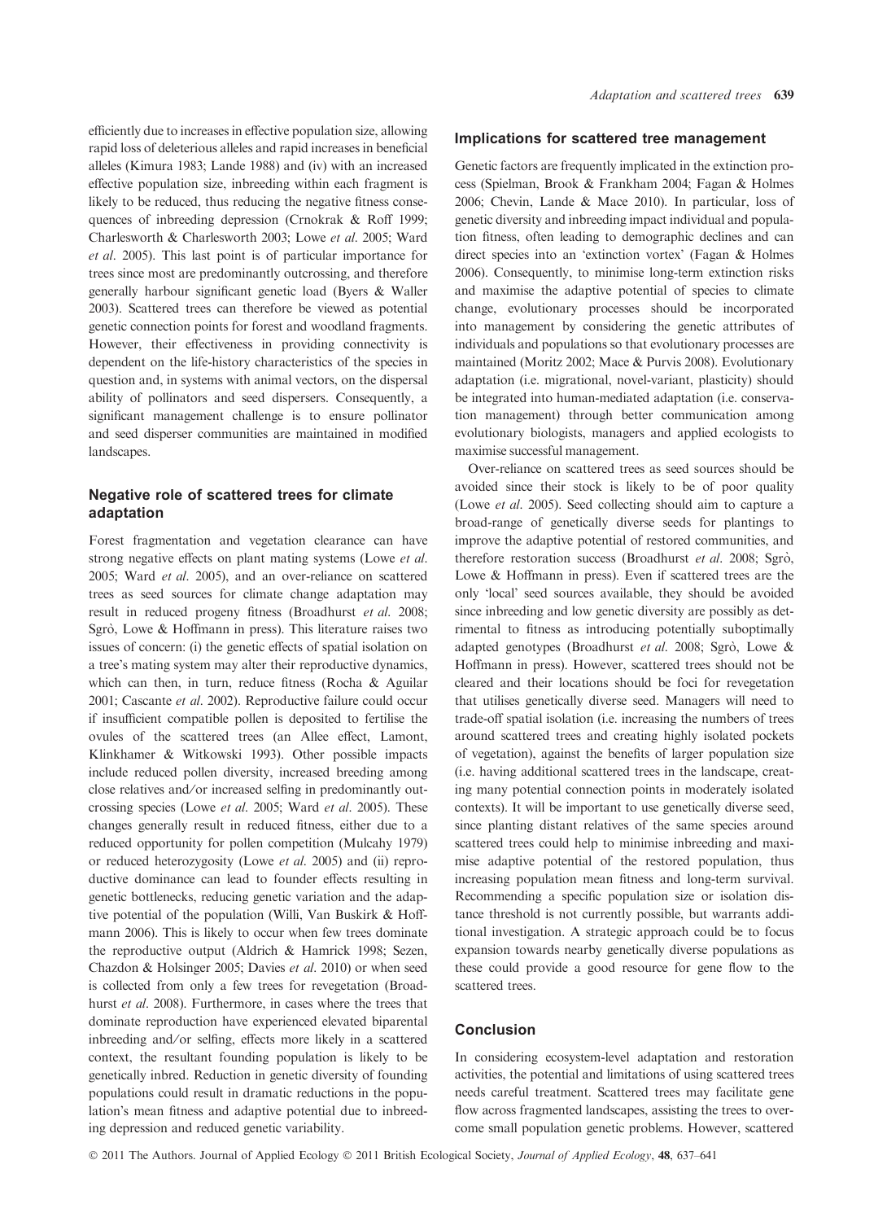efficiently due to increases in effective population size, allowing rapid loss of deleterious alleles and rapid increases in beneficial alleles (Kimura 1983; Lande 1988) and (iv) with an increased effective population size, inbreeding within each fragment is likely to be reduced, thus reducing the negative fitness consequences of inbreeding depression (Crnokrak & Roff 1999; Charlesworth & Charlesworth 2003; Lowe *et al.* 2005; Ward *et al.* 2005). This last point is of particular importance for trees since most are predominantly outcrossing, and therefore generally harbour significant genetic load (Byers & Waller 2003). Scattered trees can therefore be viewed as potential genetic connection points for forest and woodland fragments. However, their effectiveness in providing connectivity is dependent on the life-history characteristics of the species in question and, in systems with animal vectors, on the dispersal ability of pollinators and seed dispersers. Consequently, a significant management challenge is to ensure pollinator and seed disperser communities are maintained in modified landscapes.

### Negative role of scattered trees for climate adaptation

Forest fragmentation and vegetation clearance can have strong negative effects on plant mating systems (Lowe *et al.* 2005; Ward *et al.* 2005), and an over-reliance on scattered trees as seed sources for climate change adaptation may result in reduced progeny fitness (Broadhurst *et al.* 2008; Sgrò, Lowe & Hoffmann in press). This literature raises two issues of concern: (i) the genetic effects of spatial isolation on a tree's mating system may alter their reproductive dynamics, which can then, in turn, reduce fitness (Rocha & Aguilar 2001; Cascante *et al.* 2002). Reproductive failure could occur if insufficient compatible pollen is deposited to fertilise the ovules of the scattered trees (an Allee effect, Lamont, Klinkhamer & Witkowski 1993). Other possible impacts include reduced pollen diversity, increased breeding among close relatives and/or increased selfing in predominantly outcrossing species (Lowe *et al.* 2005; Ward *et al.* 2005). These changes generally result in reduced fitness, either due to a reduced opportunity for pollen competition (Mulcahy 1979) or reduced heterozygosity (Lowe *et al.* 2005) and (ii) reproductive dominance can lead to founder effects resulting in genetic bottlenecks, reducing genetic variation and the adaptive potential of the population (Willi, Van Buskirk & Hoffmann 2006). This is likely to occur when few trees dominate the reproductive output (Aldrich & Hamrick 1998; Sezen, Chazdon & Holsinger 2005; Davies *et al.* 2010) or when seed is collected from only a few trees for revegetation (Broadhurst *et al.* 2008). Furthermore, in cases where the trees that dominate reproduction have experienced elevated biparental inbreeding and/or selfing, effects more likely in a scattered context, the resultant founding population is likely to be genetically inbred. Reduction in genetic diversity of founding populations could result in dramatic reductions in the population's mean fitness and adaptive potential due to inbreeding depression and reduced genetic variability.

### Implications for scattered tree management

Genetic factors are frequently implicated in the extinction process (Spielman, Brook & Frankham 2004; Fagan & Holmes 2006; Chevin, Lande & Mace 2010). In particular, loss of genetic diversity and inbreeding impact individual and population fitness, often leading to demographic declines and can direct species into an 'extinction vortex' (Fagan & Holmes 2006). Consequently, to minimise long-term extinction risks and maximise the adaptive potential of species to climate change, evolutionary processes should be incorporated into management by considering the genetic attributes of individuals and populations so that evolutionary processes are maintained (Moritz 2002; Mace & Purvis 2008). Evolutionary adaptation (i.e. migrational, novel-variant, plasticity) should be integrated into human-mediated adaptation (i.e. conservation management) through better communication among evolutionary biologists, managers and applied ecologists to maximise successful management.

Over-reliance on scattered trees as seed sources should be avoided since their stock is likely to be of poor quality (Lowe *et al.* 2005). Seed collecting should aim to capture a broad-range of genetically diverse seeds for plantings to improve the adaptive potential of restored communities, and therefore restoration success (Broadhurst *et al.* 2008; Sgrò, Lowe & Hoffmann in press). Even if scattered trees are the only 'local' seed sources available, they should be avoided since inbreeding and low genetic diversity are possibly as detrimental to fitness as introducing potentially suboptimally adapted genotypes (Broadhurst *et al.* 2008; Sgrò, Lowe & Hoffmann in press). However, scattered trees should not be cleared and their locations should be foci for revegetation that utilises genetically diverse seed. Managers will need to trade-off spatial isolation (i.e. increasing the numbers of trees around scattered trees and creating highly isolated pockets of vegetation), against the benefits of larger population size (i.e. having additional scattered trees in the landscape, creating many potential connection points in moderately isolated contexts). It will be important to use genetically diverse seed, since planting distant relatives of the same species around scattered trees could help to minimise inbreeding and maximise adaptive potential of the restored population, thus increasing population mean fitness and long-term survival. Recommending a specific population size or isolation distance threshold is not currently possible, but warrants additional investigation. A strategic approach could be to focus expansion towards nearby genetically diverse populations as these could provide a good resource for gene flow to the scattered trees.

### Conclusion

In considering ecosystem-level adaptation and restoration activities, the potential and limitations of using scattered trees needs careful treatment. Scattered trees may facilitate gene flow across fragmented landscapes, assisting the trees to overcome small population genetic problems. However, scattered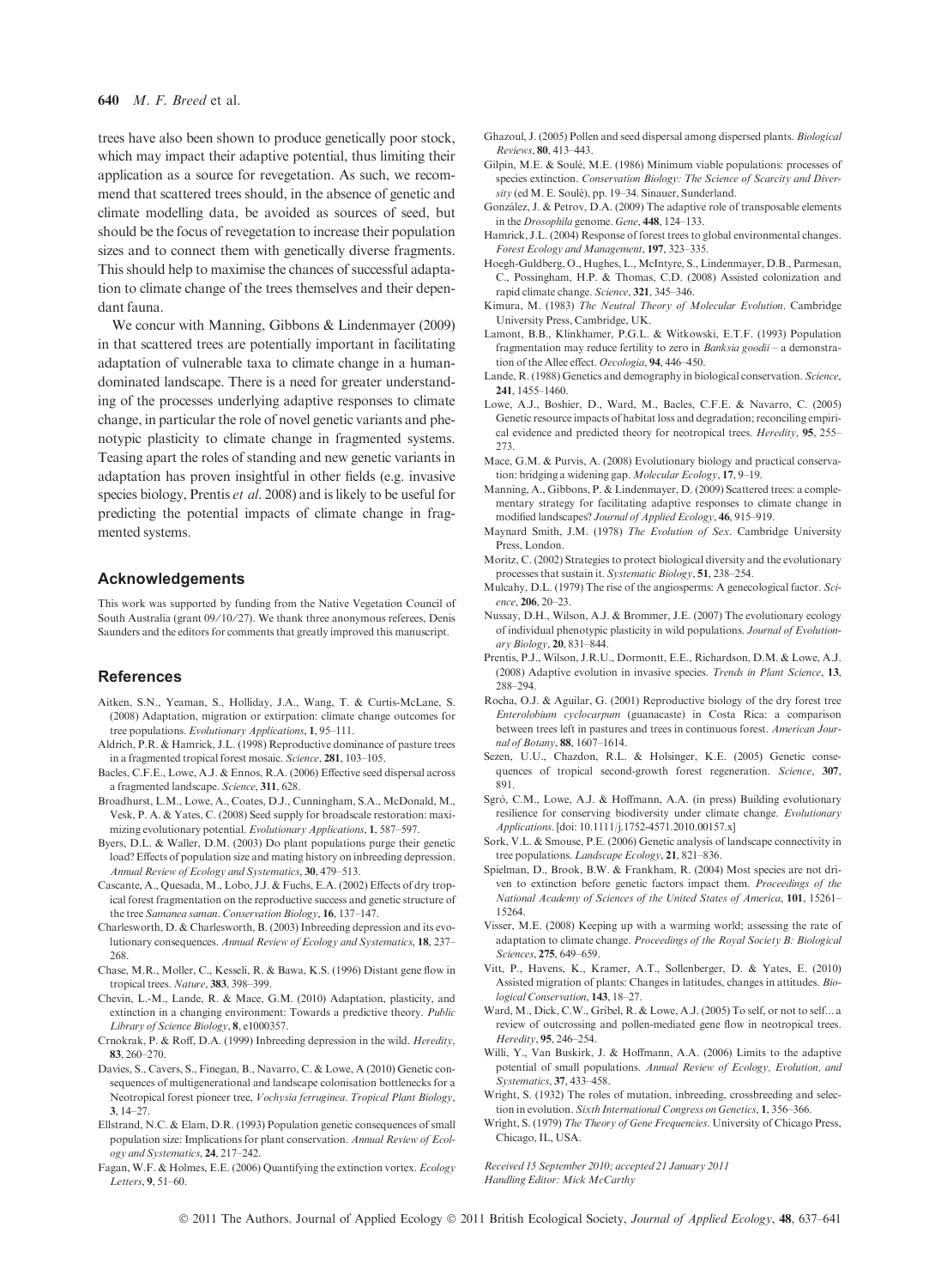trees have also been shown to produce genetically poor stock, which may impact their adaptive potential, thus limiting their application as a source for revegetation. As such, we recommend that scattered trees should, in the absence of genetic and climate modelling data, be avoided as sources of seed, but should be the focus of revegetation to increase their population sizes and to connect them with genetically diverse fragments. This should help to maximise the chances of successful adaptation to climate change of the trees themselves and their dependant fauna.

We concur with Manning, Gibbons & Lindenmayer (2009) in that scattered trees are potentially important in facilitating adaptation of vulnerable taxa to climate change in a human-dominated landscape. There is a need for greater understanding of the processes underlying adaptive responses to climate change, in particular the role of novel genetic variants and phenotypic plasticity to climate change in fragmented systems. Teasing apart the roles of standing and new genetic variants in adaptation has proven insightful in other fields (e.g. invasive species biology, Prentis *et al*. 2008) and is likely to be useful for predicting the potential impacts of climate change in fragmented systems.

## Acknowledgements

This work was supported by funding from the Native Vegetation Council of South Australia (grant 09/10/27). We thank three anonymous referees, Denis Saunders and the editors for comments that greatly improved this manuscript.

## References

Aitken, S.N., Yeaman, S., Holliday, J.A., Wang, T. & Curtis-McLane, S. (2008) Adaptation, migration or extirpation: climate change outcomes for tree populations. *Evolutionary Applications*, **1**, 95–111.

Aldrich, P.R. & Hamrick, J.L. (1998) Reproductive dominance of pasture trees in a fragmented tropical forest mosaic. *Science*, **281**, 103–105.

Bacles, C.F.E., Lowe, A.J. & Ennos, R.A. (2006) Effective seed dispersal across a fragmented landscape. *Science*, **311**, 628.

Broadhurst, L.M., Lowe, A., Coates, D.J., Cunningham, S.A., McDonald, M., Vesk, P. A. & Yates, C. (2008) Seed supply for broadscale restoration: maximizing evolutionary potential. *Evolutionary Applications*, **1**, 587–597.

Byers, D.L. & Waller, D.M. (2003) Do plant populations purge their genetic load? Effects of population size and mating history on inbreeding depression. *Annual Review of Ecology and Systematics*, **30**, 479–513.

Cascante, A., Quesada, M., Lobo, J.J. & Fuchs, E.A. (2002) Effects of dry tropical forest fragmentation on the reproductive success and genetic structure of the tree *Samanea saman*. *Conservation Biology*, **16**, 137–147.

Charlesworth, D. & Charlesworth, B. (2003) Inbreeding depression and its evolutionary consequences. *Annual Review of Ecology and Systematics*, **18**, 237–268.

Chase, M.R., Moller, C., Kesseli, R. & Bawa, K.S. (1996) Distant gene flow in tropical trees. *Nature*, **383**, 398–399.

Chevin, L.-M., Lande, R. & Mace, G.M. (2010) Adaptation, plasticity, and extinction in a changing environment: Towards a predictive theory. *Public Library of Science Biology*, **8**, e1000357.

Crnokrak, P. & Roff, D.A. (1999) Inbreeding depression in the wild. *Heredity*, **83**, 260–270.

Davies, S., Cavers, S., Finegan, B., Navarro, C. & Lowe, A (2010) Genetic consequences of multigenerational and landscape colonisation bottlenecks for a Neotropical forest pioneer tree, *Vochysia ferruginea*. *Tropical Plant Biology*, **3**, 14–27.

Ellstrand, N.C. & Elam, D.R. (1993) Population genetic consequences of small population size: Implications for plant conservation. *Annual Review of Ecology and Systematics*, **24**, 217–242.

Fagan, W.F. & Holmes, E.E. (2006) Quantifying the extinction vortex. *Ecology Letters*, **9**, 51–60.

Ghazoul, J. (2005) Pollen and seed dispersal among dispersed plants. *Biological Reviews*, **80**, 413–443.

Gilpin, M.E. & Soulé, M.E. (1986) Minimum viable populations: processes of species extinction. *Conservation Biology: The Science of Scarcity and Diversity* (ed M. E. Soulé), pp. 19–34. Sinauer, Sunderland.

González, J. & Petrov, D.A. (2009) The adaptive role of transposable elements in the *Drosophila* genome. *Gene*, **448**, 124–133.

Hamrick, J.L. (2004) Response of forest trees to global environmental changes. *Forest Ecology and Management*, **197**, 323–335.

Hoegh-Guldberg, O., Hughes, L., McIntyre, S., Lindenmayer, D.B., Parmesan, C., Possingham, H.P. & Thomas, C.D. (2008) Assisted colonization and rapid climate change. *Science*, **321**, 345–346.

Kimura, M. (1983) *The Neutral Theory of Molecular Evolution*. Cambridge University Press, Cambridge, UK.

Lamont, B.B., Klinkhamer, P.G.L. & Witkowski, E.T.F. (1993) Population fragmentation may reduce fertility to zero in *Banksia goodii* – a demonstration of the Allee effect. *Oecologia*, **94**, 446–450.

Lande, R. (1988) Genetics and demography in biological conservation. *Science*, **241**, 1455–1460.

Lowe, A.J., Boshier, D., Ward, M., Bacles, C.F.E. & Navarro, C. (2005) Genetic resource impacts of habitat loss and degradation; reconciling empirical evidence and predicted theory for neotropical trees. *Heredity*, **95**, 255–273.

Mace, G.M. & Purvis, A. (2008) Evolutionary biology and practical conservation: bridging a widening gap. *Molecular Ecology*, **17**, 9–19.

Manning, A., Gibbons, P. & Lindenmayer, D. (2009) Scattered trees: a complementary strategy for facilitating adaptive responses to climate change in modified landscapes? *Journal of Applied Ecology*, **46**, 915–919.

Maynard Smith, J.M. (1978) *The Evolution of Sex*. Cambridge University Press, London.

Moritz, C. (2002) Strategies to protect biological diversity and the evolutionary processes that sustain it. *Systematic Biology*, **51**, 238–254.

Mulcahy, D.L. (1979) The rise of the angiosperms: A genecological factor. *Science*, **206**, 20–23.

Nussay, D.H., Wilson, A.J. & Brommer, J.E. (2007) The evolutionary ecology of individual phenotypic plasticity in wild populations. *Journal of Evolutionary Biology*, **20**, 831–844.

Prentis, P.J., Wilson, J.R.U., Dormontt, E.E., Richardson, D.M. & Lowe, A.J. (2008) Adaptive evolution in invasive species. *Trends in Plant Science*, **13**, 288–294.

Rocha, O.J. & Aguilar, G. (2001) Reproductive biology of the dry forest tree *Enterolobium cyclocarpum* (guanacaste) in Costa Rica: a comparison between trees left in pastures and trees in continuous forest. *American Journal of Botany*, **88**, 1607–1614.

Sezen, U.U., Chazdon, R.L. & Holsinger, K.E. (2005) Genetic consequences of tropical second-growth forest regeneration. *Science*, **307**, 891.

Sgrò, C.M., Lowe, A.J. & Hoffmann, A.A. (in press) Building evolutionary resilience for conserving biodiversity under climate change. *Evolutionary Applications*. [doi: 10.1111/j.1752-4571.2010.00157.x]

Sork, V.L. & Smouse, P.E. (2006) Genetic analysis of landscape connectivity in tree populations. *Landscape Ecology*, **21**, 821–836.

Spielman, D., Brook, B.W. & Frankham, R. (2004) Most species are not driven to extinction before genetic factors impact them. *Proceedings of the National Academy of Sciences of the United States of America*, **101**, 15261–15264.

Visser, M.E. (2008) Keeping up with a warming world; assessing the rate of adaptation to climate change. *Proceedings of the Royal Society B: Biological Sciences*, **275**, 649–659.

Vitt, P., Havens, K., Kramer, A.T., Sollenberger, D. & Yates, E. (2010) Assisted migration of plants: Changes in latitudes, changes in attitudes. *Biological Conservation*, **143**, 18–27.

Ward, M., Dick, C.W., Gribel, R. & Lowe, A.J. (2005) To self, or not to self... a review of outcrossing and pollen-mediated gene flow in neotropical trees. *Heredity*, **95**, 246–254.

Willi, Y., Van Buskirk, J. & Hoffmann, A.A. (2006) Limits to the adaptive potential of small populations. *Annual Review of Ecology, Evolution, and Systematics*, **37**, 433–458.

Wright, S. (1932) The roles of mutation, inbreeding, crossbreeding and selection in evolution. *Sixth International Congress on Genetics*, **1**, 356–366.

Wright, S. (1979) *The Theory of Gene Frequencies*. University of Chicago Press, Chicago, IL, USA.

*Received 15 September 2010; accepted 21 January 2011*
*Handling Editor: Mick McCarthy*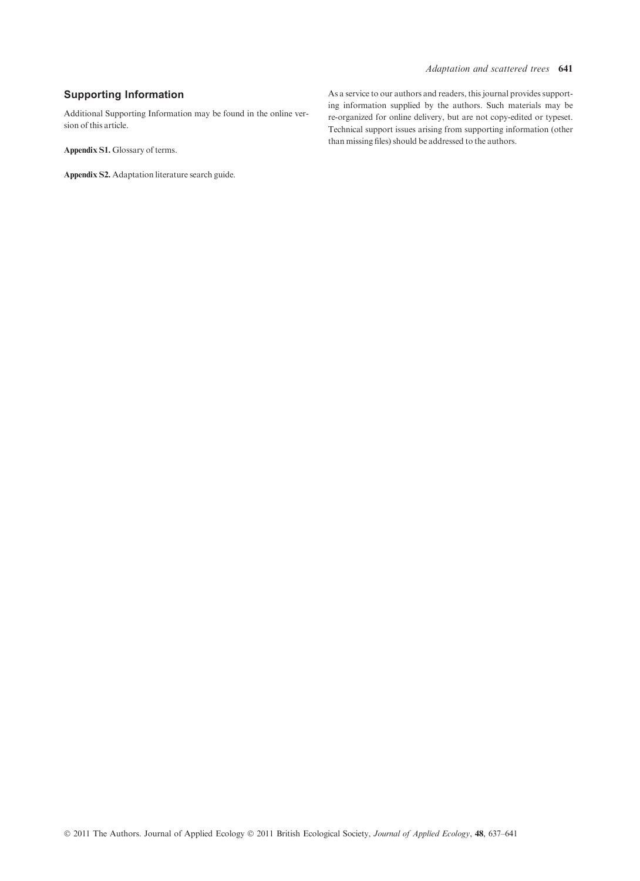## Supporting Information

Additional Supporting Information may be found in the online version of this article.

**Appendix S1.** Glossary of terms.

**Appendix S2.** Adaptation literature search guide.

As a service to our authors and readers, this journal provides supporting information supplied by the authors. Such materials may be re-organized for online delivery, but are not copy-edited or typeset. Technical support issues arising from supporting information (other than missing files) should be addressed to the authors.